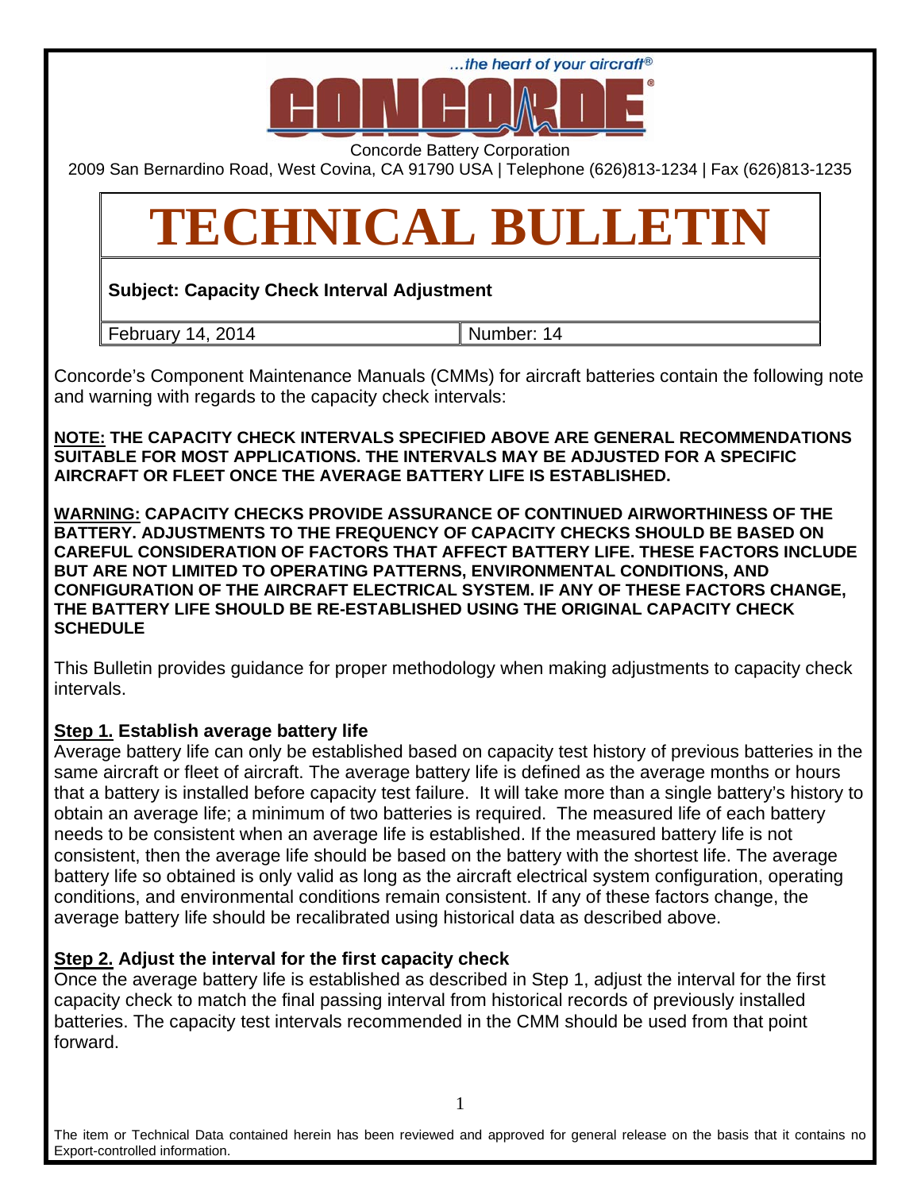...the heart of your aircraft®

CONCORDE®

Concorde Battery Corporation

2009 San Bernardino Road, West Covina, CA 91790 USA | Telephone (626)813-1234 | Fax (626)813-1235

# TECHNICAL BULLETIN

**Subject: Capacity Check Interval Adjustment**

| February 14, 2014 | Number: 14 |
|---|---|

Concorde's Component Maintenance Manuals (CMMs) for aircraft batteries contain the following note and warning with regards to the capacity check intervals:

**NOTE: THE CAPACITY CHECK INTERVALS SPECIFIED ABOVE ARE GENERAL RECOMMENDATIONS SUITABLE FOR MOST APPLICATIONS. THE INTERVALS MAY BE ADJUSTED FOR A SPECIFIC AIRCRAFT OR FLEET ONCE THE AVERAGE BATTERY LIFE IS ESTABLISHED.**

**WARNING: CAPACITY CHECKS PROVIDE ASSURANCE OF CONTINUED AIRWORTHINESS OF THE BATTERY. ADJUSTMENTS TO THE FREQUENCY OF CAPACITY CHECKS SHOULD BE BASED ON CAREFUL CONSIDERATION OF FACTORS THAT AFFECT BATTERY LIFE. THESE FACTORS INCLUDE BUT ARE NOT LIMITED TO OPERATING PATTERNS, ENVIRONMENTAL CONDITIONS, AND CONFIGURATION OF THE AIRCRAFT ELECTRICAL SYSTEM. IF ANY OF THESE FACTORS CHANGE, THE BATTERY LIFE SHOULD BE RE-ESTABLISHED USING THE ORIGINAL CAPACITY CHECK SCHEDULE**

This Bulletin provides guidance for proper methodology when making adjustments to capacity check intervals.

### Step 1. Establish average battery life

Average battery life can only be established based on capacity test history of previous batteries in the same aircraft or fleet of aircraft. The average battery life is defined as the average months or hours that a battery is installed before capacity test failure. It will take more than a single battery's history to obtain an average life; a minimum of two batteries is required. The measured life of each battery needs to be consistent when an average life is established. If the measured battery life is not consistent, then the average life should be based on the battery with the shortest life. The average battery life so obtained is only valid as long as the aircraft electrical system configuration, operating conditions, and environmental conditions remain consistent. If any of these factors change, the average battery life should be recalibrated using historical data as described above.

### Step 2. Adjust the interval for the first capacity check

Once the average battery life is established as described in Step 1, adjust the interval for the first capacity check to match the final passing interval from historical records of previously installed batteries. The capacity test intervals recommended in the CMM should be used from that point forward.

The item or Technical Data contained herein has been reviewed and approved for general release on the basis that it contains no Export-controlled information.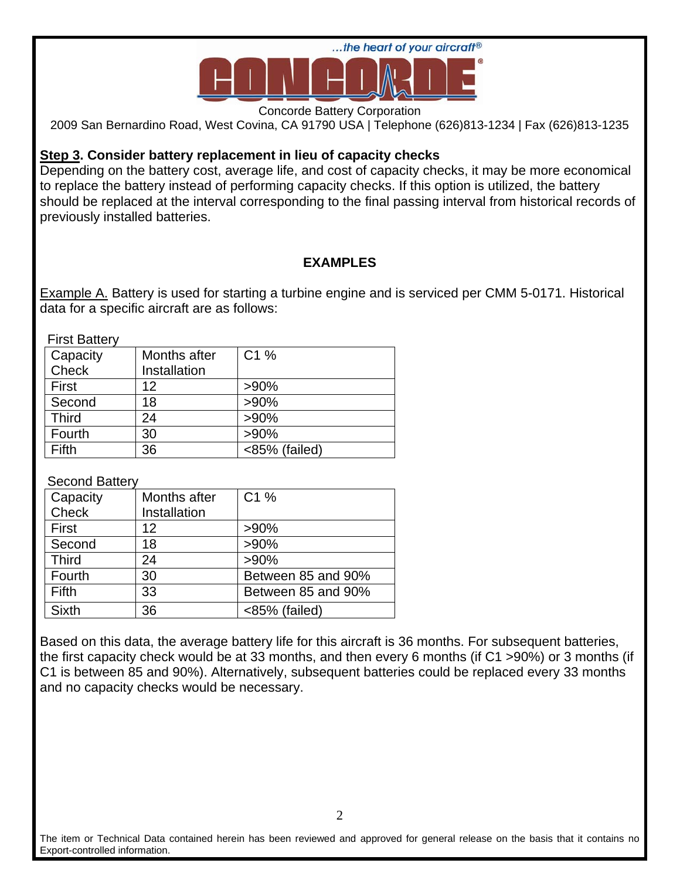**Step 3. Consider battery replacement in lieu of capacity checks**

Depending on the battery cost, average life, and cost of capacity checks, it may be more economical to replace the battery instead of performing capacity checks. If this option is utilized, the battery should be replaced at the interval corresponding to the final passing interval from historical records of previously installed batteries.

## EXAMPLES

Example A. Battery is used for starting a turbine engine and is serviced per CMM 5-0171. Historical data for a specific aircraft are as follows:

First Battery

| Capacity Check | Months after Installation | C1 % |
|---|---|---|
| First | 12 | >90% |
| Second | 18 | >90% |
| Third | 24 | >90% |
| Fourth | 30 | >90% |
| Fifth | 36 | <85% (failed) |

Second Battery

| Capacity Check | Months after Installation | C1 % |
|---|---|---|
| First | 12 | >90% |
| Second | 18 | >90% |
| Third | 24 | >90% |
| Fourth | 30 | Between 85 and 90% |
| Fifth | 33 | Between 85 and 90% |
| Sixth | 36 | <85% (failed) |

Based on this data, the average battery life for this aircraft is 36 months. For subsequent batteries, the first capacity check would be at 33 months, and then every 6 months (if C1 >90%) or 3 months (if C1 is between 85 and 90%). Alternatively, subsequent batteries could be replaced every 33 months and no capacity checks would be necessary.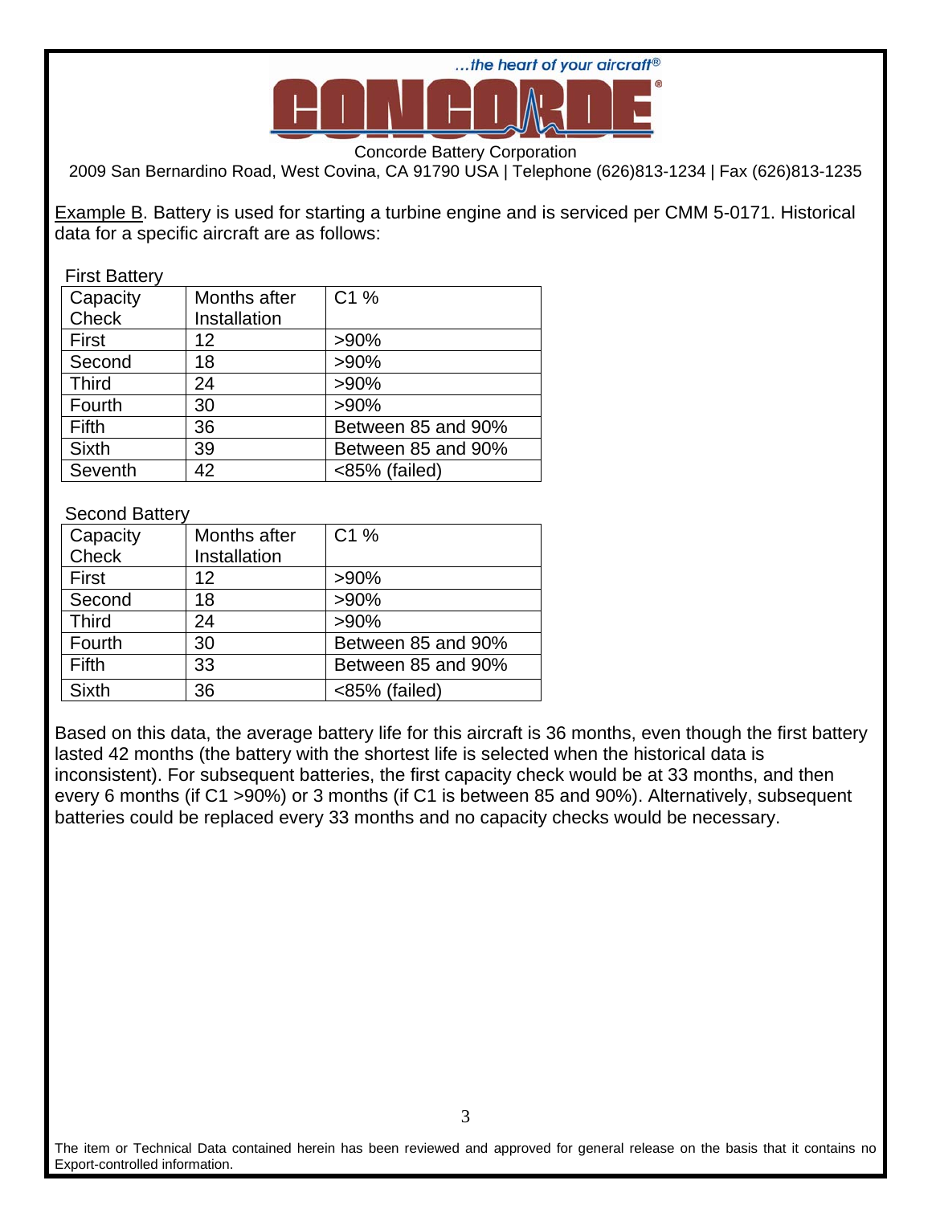Example B. Battery is used for starting a turbine engine and is serviced per CMM 5-0171. Historical data for a specific aircraft are as follows:

First Battery

| Capacity Check | Months after Installation | C1 % |
|---|---|---|
| First | 12 | >90% |
| Second | 18 | >90% |
| Third | 24 | >90% |
| Fourth | 30 | >90% |
| Fifth | 36 | Between 85 and 90% |
| Sixth | 39 | Between 85 and 90% |
| Seventh | 42 | <85% (failed) |

Second Battery

| Capacity Check | Months after Installation | C1 % |
|---|---|---|
| First | 12 | >90% |
| Second | 18 | >90% |
| Third | 24 | >90% |
| Fourth | 30 | Between 85 and 90% |
| Fifth | 33 | Between 85 and 90% |
| Sixth | 36 | <85% (failed) |

Based on this data, the average battery life for this aircraft is 36 months, even though the first battery lasted 42 months (the battery with the shortest life is selected when the historical data is inconsistent). For subsequent batteries, the first capacity check would be at 33 months, and then every 6 months (if C1 >90%) or 3 months (if C1 is between 85 and 90%). Alternatively, subsequent batteries could be replaced every 33 months and no capacity checks would be necessary.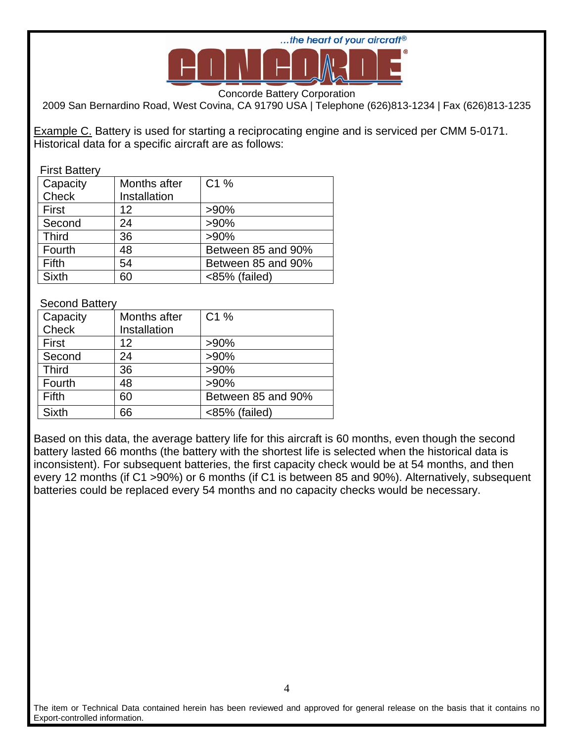Concorde Battery Corporation

2009 San Bernardino Road, West Covina, CA 91790 USA | Telephone (626)813-1234 | Fax (626)813-1235

Example C. Battery is used for starting a reciprocating engine and is serviced per CMM 5-0171. Historical data for a specific aircraft are as follows:

First Battery

| Capacity Check | Months after Installation | C1 % |
|---|---|---|
| First | 12 | >90% |
| Second | 24 | >90% |
| Third | 36 | >90% |
| Fourth | 48 | Between 85 and 90% |
| Fifth | 54 | Between 85 and 90% |
| Sixth | 60 | <85% (failed) |

Second Battery

| Capacity Check | Months after Installation | C1 % |
|---|---|---|
| First | 12 | >90% |
| Second | 24 | >90% |
| Third | 36 | >90% |
| Fourth | 48 | >90% |
| Fifth | 60 | Between 85 and 90% |
| Sixth | 66 | <85% (failed) |

Based on this data, the average battery life for this aircraft is 60 months, even though the second battery lasted 66 months (the battery with the shortest life is selected when the historical data is inconsistent). For subsequent batteries, the first capacity check would be at 54 months, and then every 12 months (if C1 >90%) or 6 months (if C1 is between 85 and 90%). Alternatively, subsequent batteries could be replaced every 54 months and no capacity checks would be necessary.

The item or Technical Data contained herein has been reviewed and approved for general release on the basis that it contains no Export-controlled information.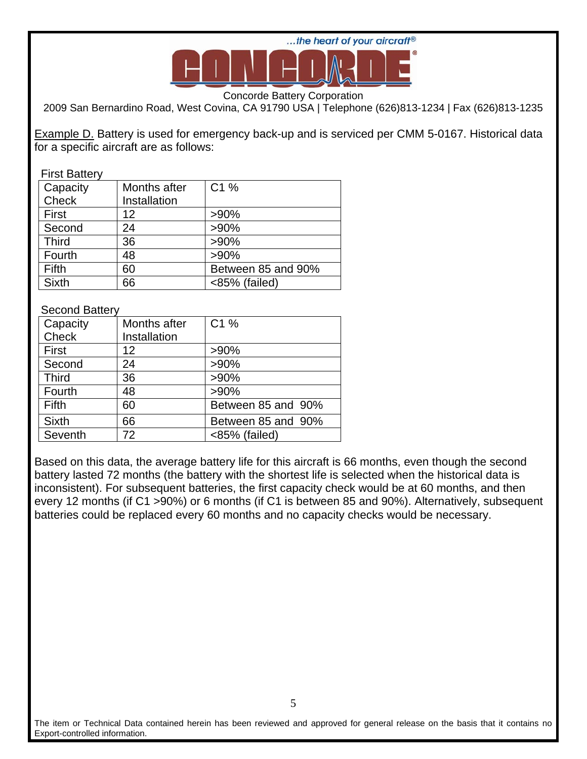Example D. Battery is used for emergency back-up and is serviced per CMM 5-0167. Historical data for a specific aircraft are as follows:

First Battery

| Capacity Check | Months after Installation | C1 % |
|---|---|---|
| First | 12 | >90% |
| Second | 24 | >90% |
| Third | 36 | >90% |
| Fourth | 48 | >90% |
| Fifth | 60 | Between 85 and 90% |
| Sixth | 66 | <85% (failed) |

Second Battery

| Capacity Check | Months after Installation | C1 % |
|---|---|---|
| First | 12 | >90% |
| Second | 24 | >90% |
| Third | 36 | >90% |
| Fourth | 48 | >90% |
| Fifth | 60 | Between 85 and 90% |
| Sixth | 66 | Between 85 and 90% |
| Seventh | 72 | <85% (failed) |

Based on this data, the average battery life for this aircraft is 66 months, even though the second battery lasted 72 months (the battery with the shortest life is selected when the historical data is inconsistent). For subsequent batteries, the first capacity check would be at 60 months, and then every 12 months (if C1 >90%) or 6 months (if C1 is between 85 and 90%). Alternatively, subsequent batteries could be replaced every 60 months and no capacity checks would be necessary.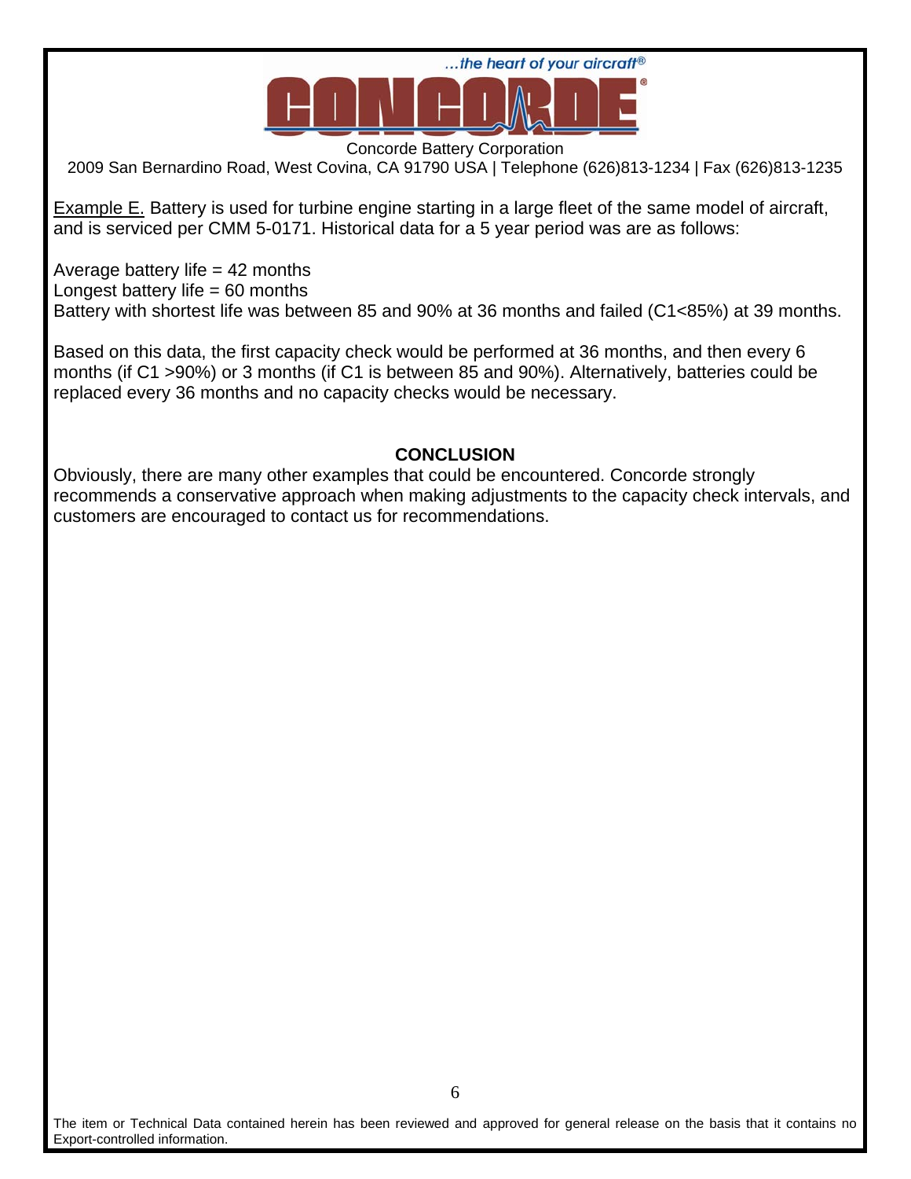Concorde Battery Corporation
2009 San Bernardino Road, West Covina, CA 91790 USA | Telephone (626)813-1234 | Fax (626)813-1235

Example E. Battery is used for turbine engine starting in a large fleet of the same model of aircraft, and is serviced per CMM 5-0171. Historical data for a 5 year period was are as follows:

Average battery life = 42 months
Longest battery life = 60 months
Battery with shortest life was between 85 and 90% at 36 months and failed (C1<85%) at 39 months.

Based on this data, the first capacity check would be performed at 36 months, and then every 6 months (if C1 >90%) or 3 months (if C1 is between 85 and 90%). Alternatively, batteries could be replaced every 36 months and no capacity checks would be necessary.

## CONCLUSION

Obviously, there are many other examples that could be encountered. Concorde strongly recommends a conservative approach when making adjustments to the capacity check intervals, and customers are encouraged to contact us for recommendations.

The item or Technical Data contained herein has been reviewed and approved for general release on the basis that it contains no Export-controlled information.